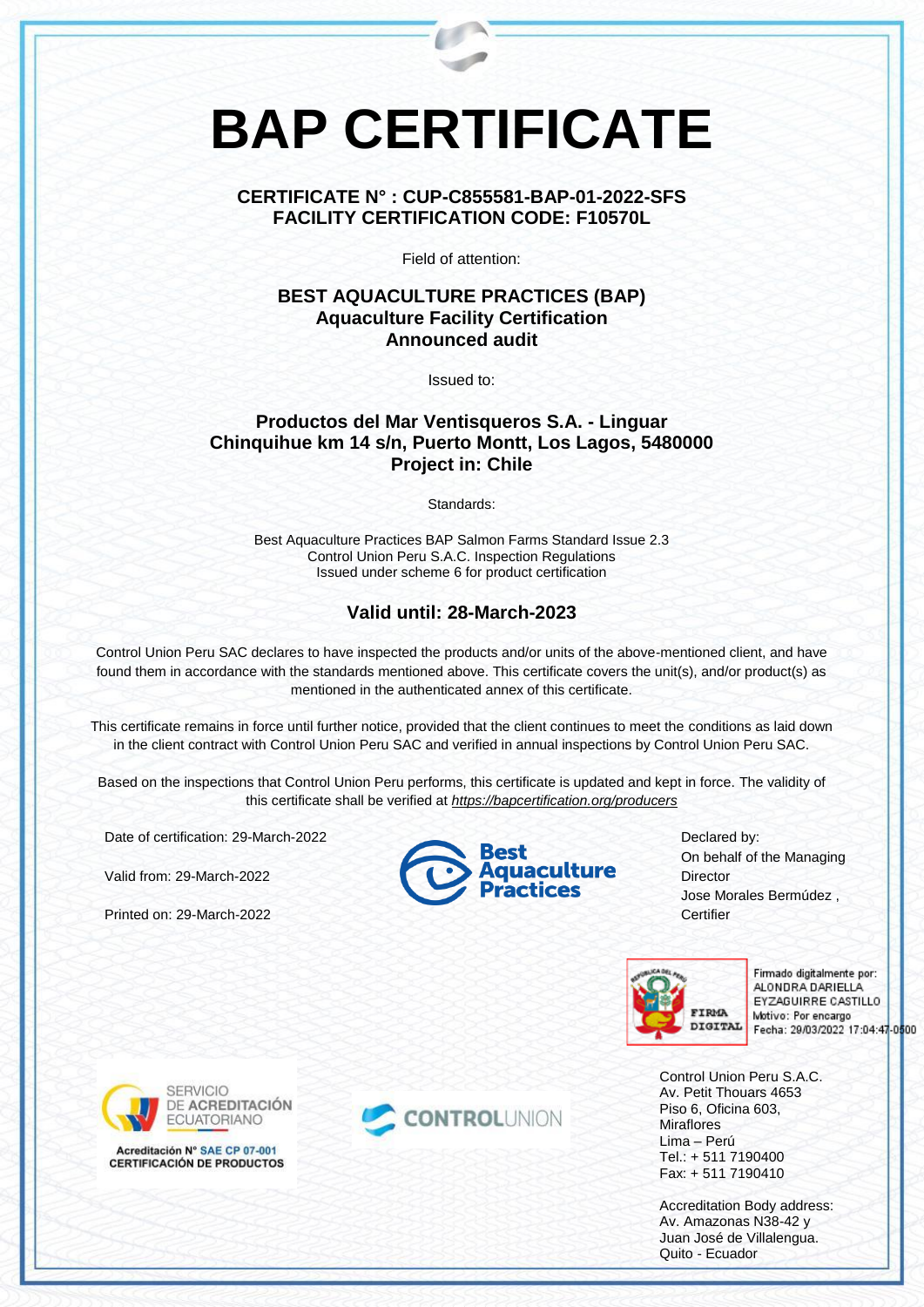# BAP CERTIFICATE

**CERTIFICATE N° : CUP-C855581-BAP-01-2022-SFS**
**FACILITY CERTIFICATION CODE: F10570L**

Field of attention:

**BEST AQUACULTURE PRACTICES (BAP)**
**Aquaculture Facility Certification**
**Announced audit**

Issued to:

**Productos del Mar Ventisqueros S.A. - Linguar**
**Chinquihue km 14 s/n, Puerto Montt, Los Lagos, 5480000**
**Project in: Chile**

Standards:

Best Aquaculture Practices BAP Salmon Farms Standard Issue 2.3
Control Union Peru S.A.C. Inspection Regulations
Issued under scheme 6 for product certification

## Valid until: 28-March-2023

Control Union Peru SAC declares to have inspected the products and/or units of the above-mentioned client, and have found them in accordance with the standards mentioned above. This certificate covers the unit(s), and/or product(s) as mentioned in the authenticated annex of this certificate.

This certificate remains in force until further notice, provided that the client continues to meet the conditions as laid down in the client contract with Control Union Peru SAC and verified in annual inspections by Control Union Peru SAC.

Based on the inspections that Control Union Peru performs, this certificate is updated and kept in force. The validity of this certificate shall be verified at *https://bapcertification.org/producers*

Date of certification: 29-March-2022

Valid from: 29-March-2022

Printed on: 29-March-2022

Best Aquaculture Practices

Declared by:
On behalf of the Managing Director
Jose Morales Bermúdez ,
Certifier

REPÚBLICA DEL PERÚ FIRMA DIGITAL
Firmado digitalmente por:
ALONDRA DARIELLA EYZAGUIRRE CASTILLO
Motivo: Por encargo
Fecha: 29/03/2022 17:04:47-0500

SERVICIO DE ACREDITACIÓN ECUATORIANO
Acreditación N° SAE CP 07-001
CERTIFICACIÓN DE PRODUCTOS

CONTROLUNION

Control Union Peru S.A.C.
Av. Petit Thouars 4653
Piso 6, Oficina 603,
Miraflores
Lima – Perú
Tel.: + 511 7190400
Fax: + 511 7190410

Accreditation Body address:
Av. Amazonas N38-42 y
Juan José de Villalengua.
Quito - Ecuador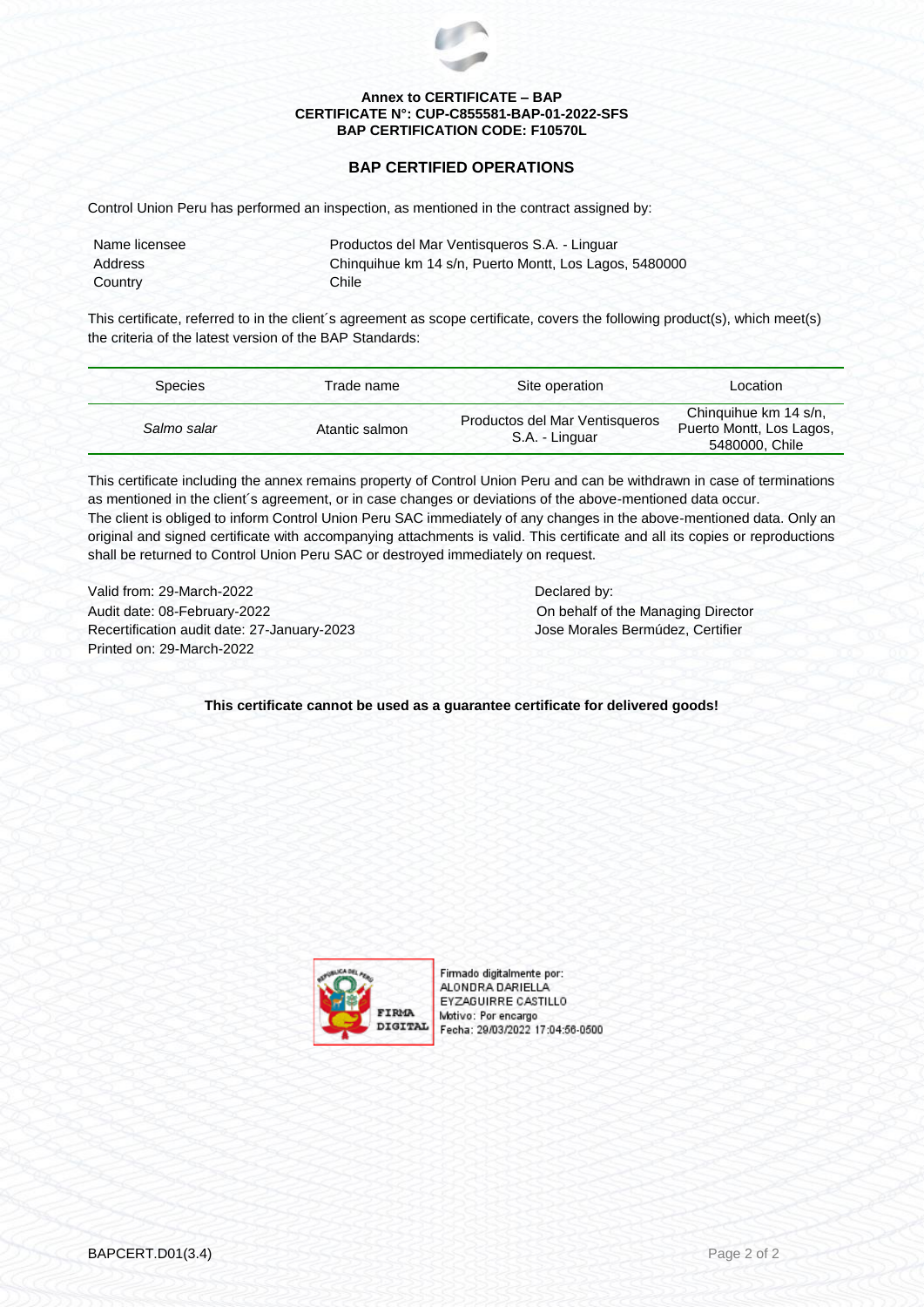**Annex to CERTIFICATE – BAP**
**CERTIFICATE N°: CUP-C855581-BAP-01-2022-SFS**
**BAP CERTIFICATION CODE: F10570L**

## BAP CERTIFIED OPERATIONS

Control Union Peru has performed an inspection, as mentioned in the contract assigned by:

| | |
|---|---|
| Name licensee | Productos del Mar Ventisqueros S.A. - Linguar |
| Address | Chinquihue km 14 s/n, Puerto Montt, Los Lagos, 5480000 |
| Country | Chile |

This certificate, referred to in the client´s agreement as scope certificate, covers the following product(s), which meet(s) the criteria of the latest version of the BAP Standards:

| Species | Trade name | Site operation | Location |
|---|---|---|---|
| *Salmo salar* | Atantic salmon | Productos del Mar Ventisqueros S.A. - Linguar | Chinquihue km 14 s/n, Puerto Montt, Los Lagos, 5480000, Chile |

This certificate including the annex remains property of Control Union Peru and can be withdrawn in case of terminations as mentioned in the client´s agreement, or in case changes or deviations of the above-mentioned data occur.
The client is obliged to inform Control Union Peru SAC immediately of any changes in the above-mentioned data. Only an original and signed certificate with accompanying attachments is valid. This certificate and all its copies or reproductions shall be returned to Control Union Peru SAC or destroyed immediately on request.

Valid from: 29-March-2022
Audit date: 08-February-2022
Recertification audit date: 27-January-2023
Printed on: 29-March-2022

Declared by:
On behalf of the Managing Director
Jose Morales Bermúdez, Certifier

**This certificate cannot be used as a guarantee certificate for delivered goods!**

FIRMA DIGITAL
Firmado digitalmente por:
ALONDRA DARIELLA
EYZAGUIRRE CASTILLO
Motivo: Por encargo
Fecha: 29/03/2022 17:04:56-0500

BAPCERT.D01(3.4)